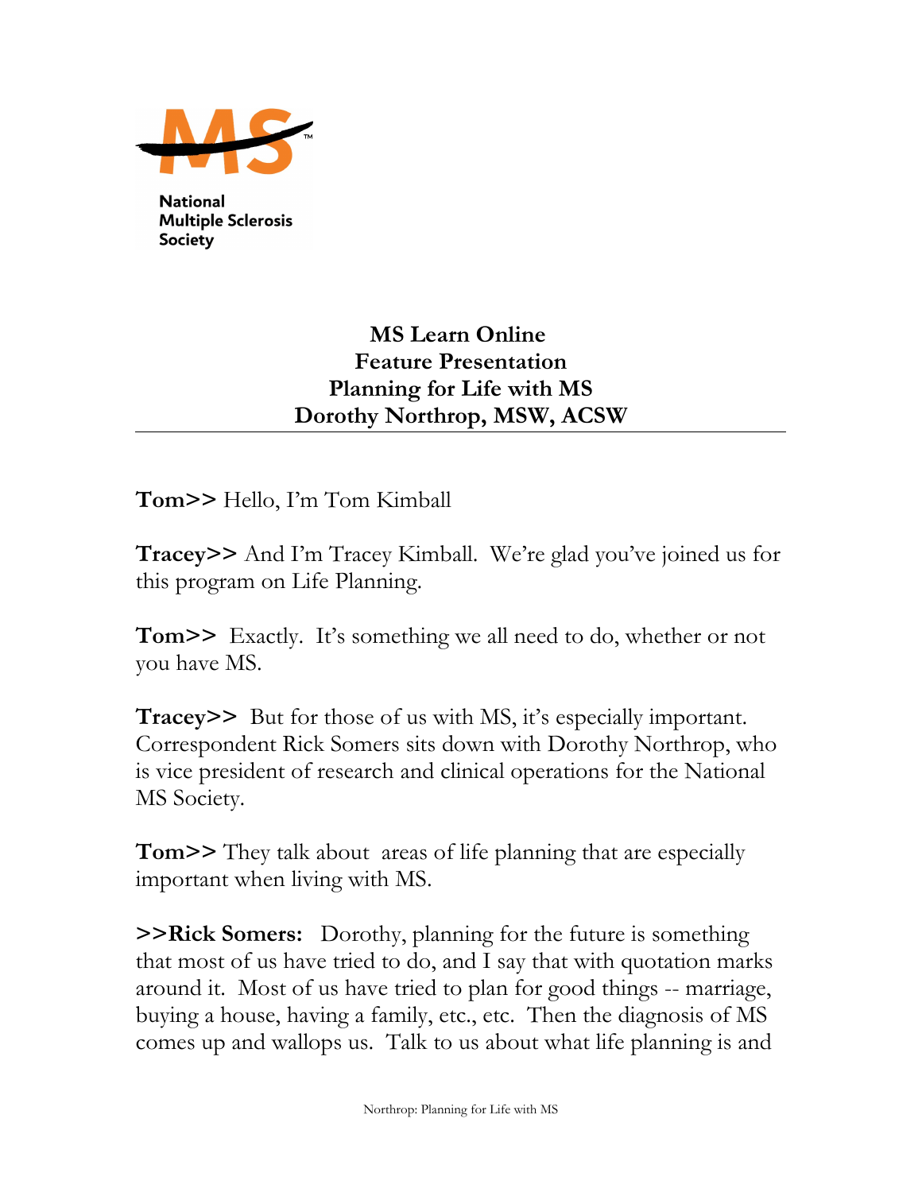National Multiple Sclerosis Society

# MS Learn Online
# Feature Presentation
# Planning for Life with MS
# Dorothy Northrop, MSW, ACSW

---

**Tom>>** Hello, I'm Tom Kimball

**Tracey>>** And I'm Tracey Kimball. We're glad you've joined us for this program on Life Planning.

**Tom>>** Exactly. It's something we all need to do, whether or not you have MS.

**Tracey>>** But for those of us with MS, it's especially important. Correspondent Rick Somers sits down with Dorothy Northrop, who is vice president of research and clinical operations for the National MS Society.

**Tom>>** They talk about areas of life planning that are especially important when living with MS.

**>>Rick Somers:** Dorothy, planning for the future is something that most of us have tried to do, and I say that with quotation marks around it. Most of us have tried to plan for good things -- marriage, buying a house, having a family, etc., etc. Then the diagnosis of MS comes up and wallops us. Talk to us about what life planning is and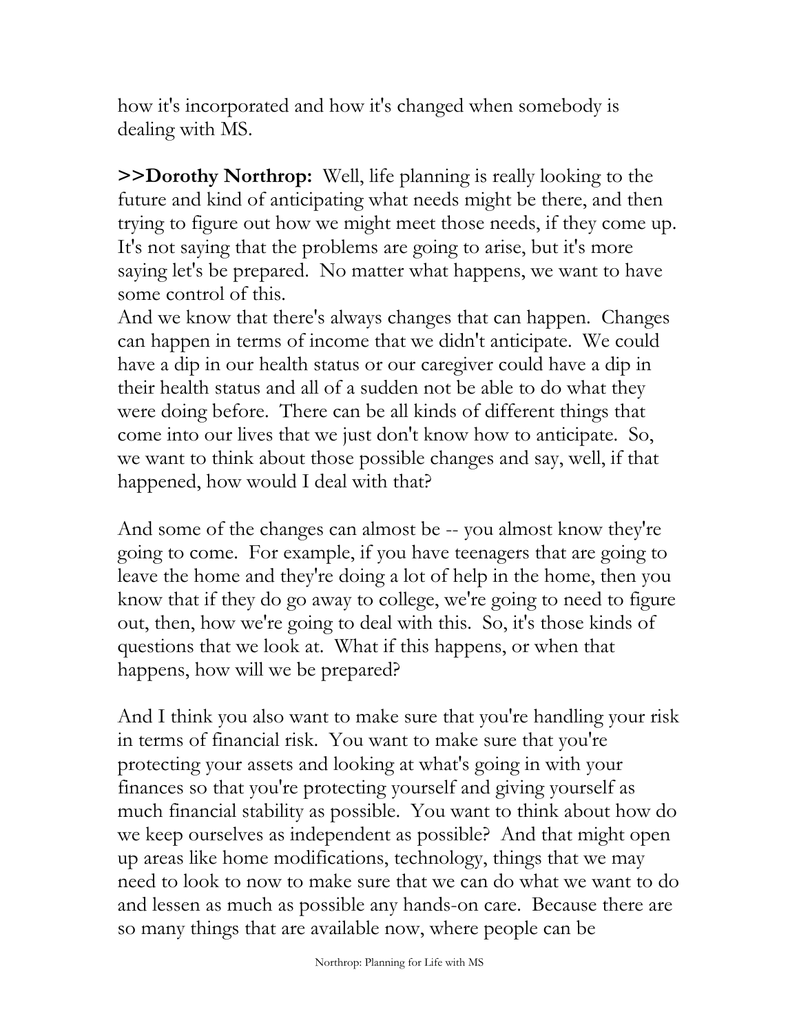how it's incorporated and how it's changed when somebody is dealing with MS.

**>>Dorothy Northrop:** Well, life planning is really looking to the future and kind of anticipating what needs might be there, and then trying to figure out how we might meet those needs, if they come up. It's not saying that the problems are going to arise, but it's more saying let's be prepared. No matter what happens, we want to have some control of this.
And we know that there's always changes that can happen. Changes can happen in terms of income that we didn't anticipate. We could have a dip in our health status or our caregiver could have a dip in their health status and all of a sudden not be able to do what they were doing before. There can be all kinds of different things that come into our lives that we just don't know how to anticipate. So, we want to think about those possible changes and say, well, if that happened, how would I deal with that?

And some of the changes can almost be -- you almost know they're going to come. For example, if you have teenagers that are going to leave the home and they're doing a lot of help in the home, then you know that if they do go away to college, we're going to need to figure out, then, how we're going to deal with this. So, it's those kinds of questions that we look at. What if this happens, or when that happens, how will we be prepared?

And I think you also want to make sure that you're handling your risk in terms of financial risk. You want to make sure that you're protecting your assets and looking at what's going in with your finances so that you're protecting yourself and giving yourself as much financial stability as possible. You want to think about how do we keep ourselves as independent as possible? And that might open up areas like home modifications, technology, things that we may need to look to now to make sure that we can do what we want to do and lessen as much as possible any hands-on care. Because there are so many things that are available now, where people can be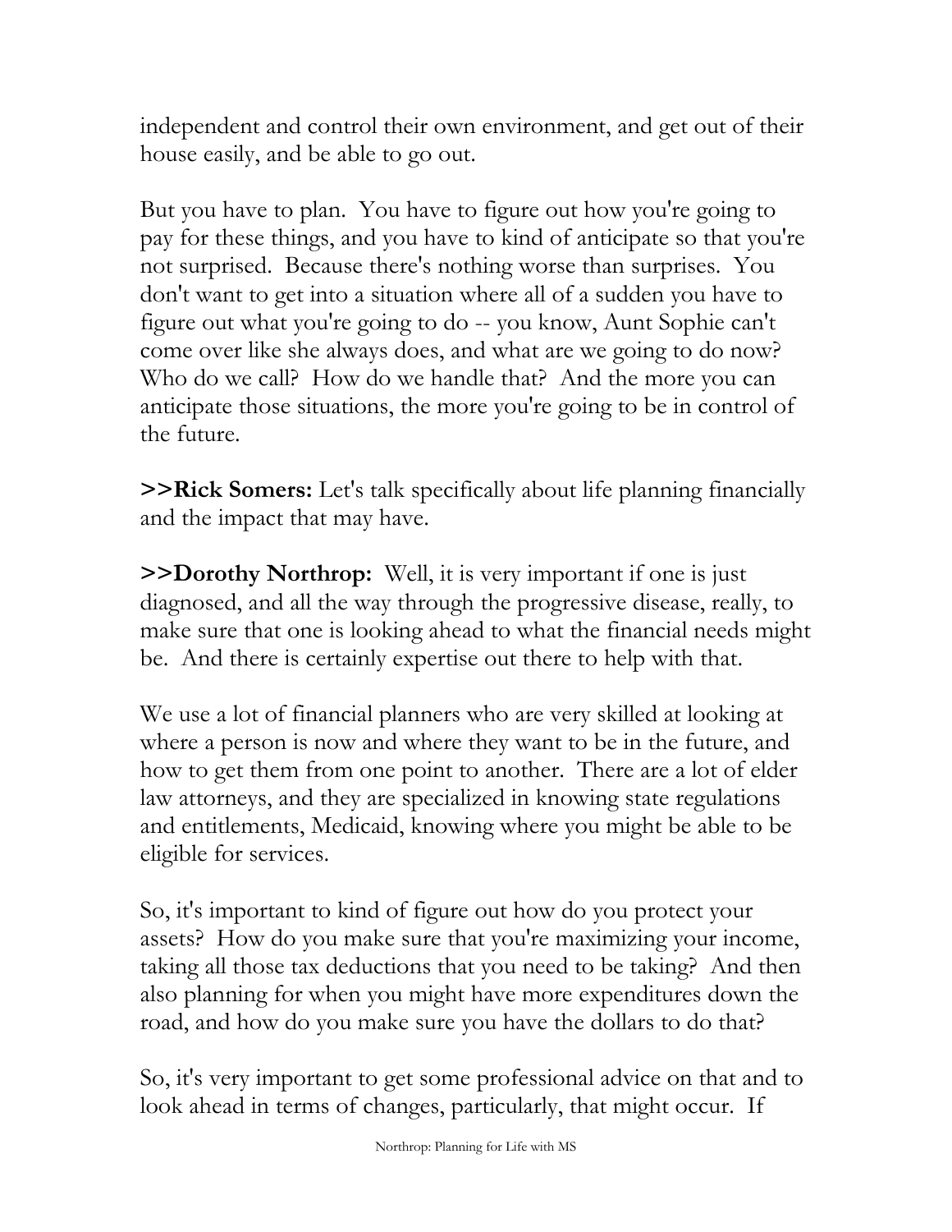independent and control their own environment, and get out of their house easily, and be able to go out.

But you have to plan. You have to figure out how you're going to pay for these things, and you have to kind of anticipate so that you're not surprised. Because there's nothing worse than surprises. You don't want to get into a situation where all of a sudden you have to figure out what you're going to do -- you know, Aunt Sophie can't come over like she always does, and what are we going to do now? Who do we call? How do we handle that? And the more you can anticipate those situations, the more you're going to be in control of the future.

**>>Rick Somers:** Let's talk specifically about life planning financially and the impact that may have.

**>>Dorothy Northrop:** Well, it is very important if one is just diagnosed, and all the way through the progressive disease, really, to make sure that one is looking ahead to what the financial needs might be. And there is certainly expertise out there to help with that.

We use a lot of financial planners who are very skilled at looking at where a person is now and where they want to be in the future, and how to get them from one point to another. There are a lot of elder law attorneys, and they are specialized in knowing state regulations and entitlements, Medicaid, knowing where you might be able to be eligible for services.

So, it's important to kind of figure out how do you protect your assets? How do you make sure that you're maximizing your income, taking all those tax deductions that you need to be taking? And then also planning for when you might have more expenditures down the road, and how do you make sure you have the dollars to do that?

So, it's very important to get some professional advice on that and to look ahead in terms of changes, particularly, that might occur. If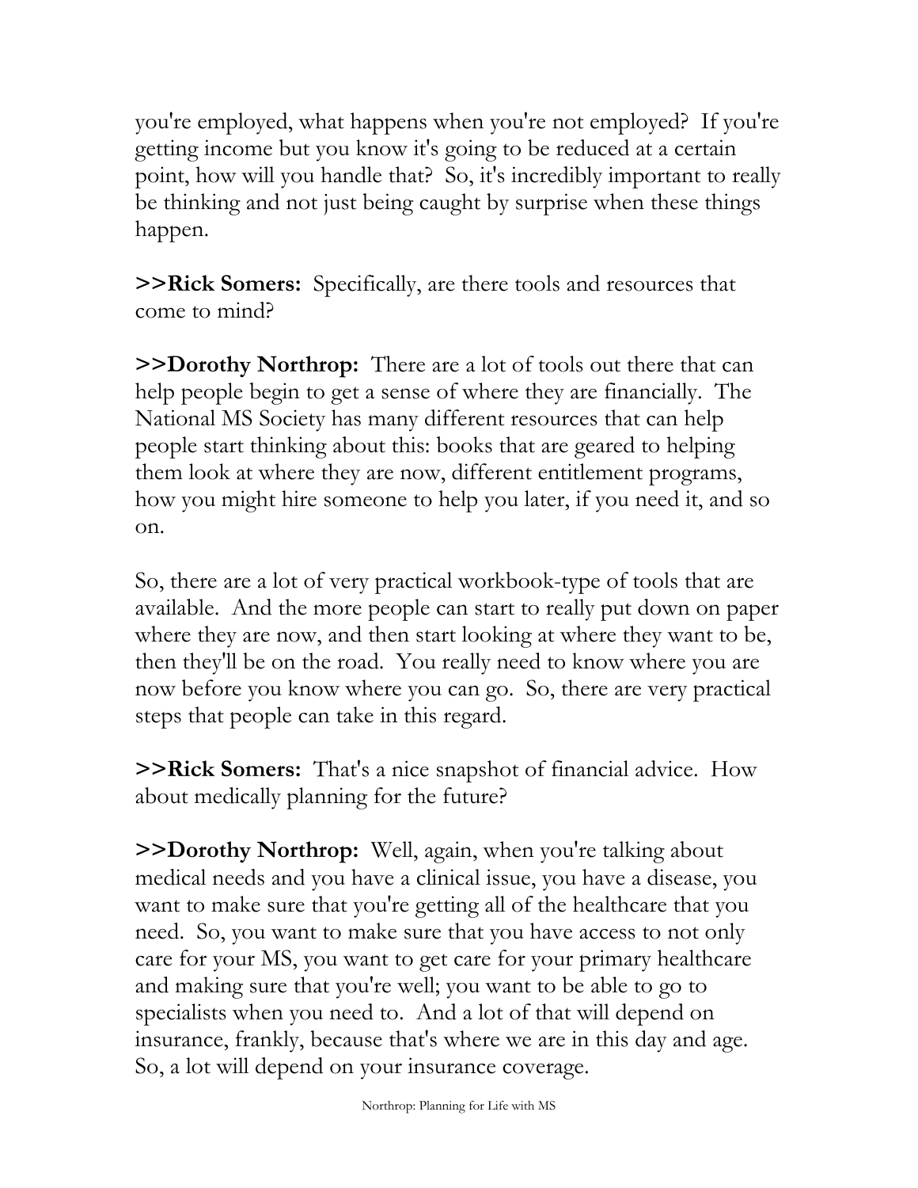you're employed, what happens when you're not employed? If you're getting income but you know it's going to be reduced at a certain point, how will you handle that? So, it's incredibly important to really be thinking and not just being caught by surprise when these things happen.

**>>Rick Somers:** Specifically, are there tools and resources that come to mind?

**>>Dorothy Northrop:** There are a lot of tools out there that can help people begin to get a sense of where they are financially. The National MS Society has many different resources that can help people start thinking about this: books that are geared to helping them look at where they are now, different entitlement programs, how you might hire someone to help you later, if you need it, and so on.

So, there are a lot of very practical workbook-type of tools that are available. And the more people can start to really put down on paper where they are now, and then start looking at where they want to be, then they'll be on the road. You really need to know where you are now before you know where you can go. So, there are very practical steps that people can take in this regard.

**>>Rick Somers:** That's a nice snapshot of financial advice. How about medically planning for the future?

**>>Dorothy Northrop:** Well, again, when you're talking about medical needs and you have a clinical issue, you have a disease, you want to make sure that you're getting all of the healthcare that you need. So, you want to make sure that you have access to not only care for your MS, you want to get care for your primary healthcare and making sure that you're well; you want to be able to go to specialists when you need to. And a lot of that will depend on insurance, frankly, because that's where we are in this day and age. So, a lot will depend on your insurance coverage.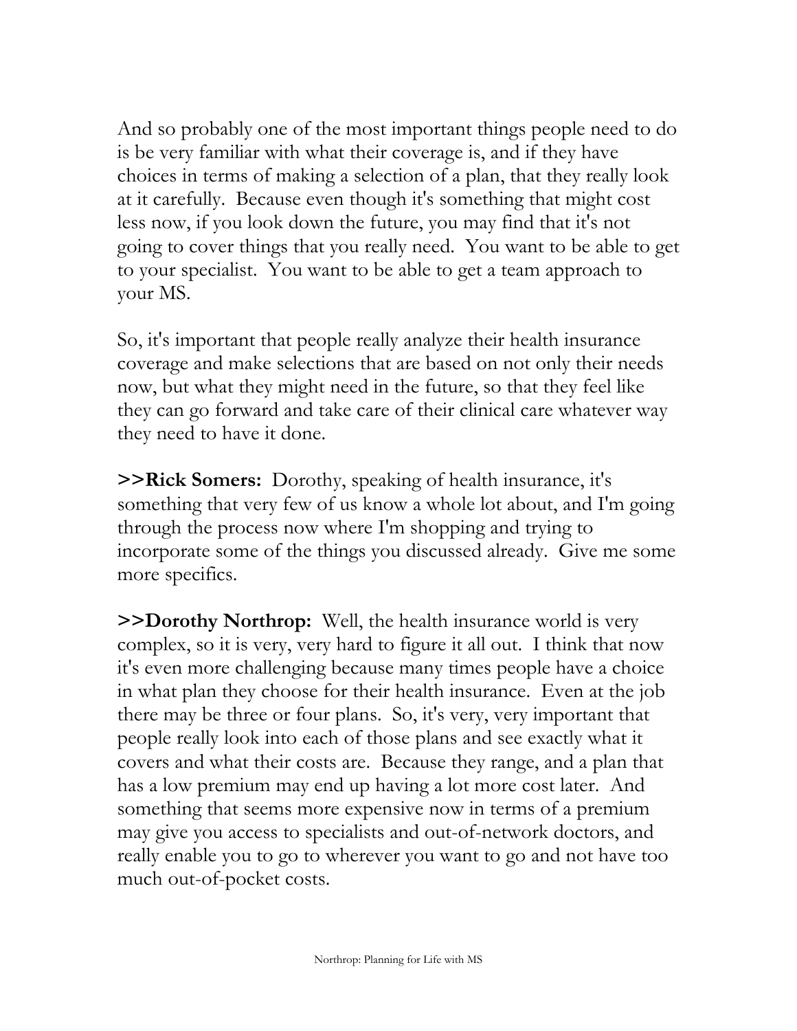And so probably one of the most important things people need to do is be very familiar with what their coverage is, and if they have choices in terms of making a selection of a plan, that they really look at it carefully. Because even though it's something that might cost less now, if you look down the future, you may find that it's not going to cover things that you really need. You want to be able to get to your specialist. You want to be able to get a team approach to your MS.

So, it's important that people really analyze their health insurance coverage and make selections that are based on not only their needs now, but what they might need in the future, so that they feel like they can go forward and take care of their clinical care whatever way they need to have it done.

**>>Rick Somers:** Dorothy, speaking of health insurance, it's something that very few of us know a whole lot about, and I'm going through the process now where I'm shopping and trying to incorporate some of the things you discussed already. Give me some more specifics.

**>>Dorothy Northrop:** Well, the health insurance world is very complex, so it is very, very hard to figure it all out. I think that now it's even more challenging because many times people have a choice in what plan they choose for their health insurance. Even at the job there may be three or four plans. So, it's very, very important that people really look into each of those plans and see exactly what it covers and what their costs are. Because they range, and a plan that has a low premium may end up having a lot more cost later. And something that seems more expensive now in terms of a premium may give you access to specialists and out-of-network doctors, and really enable you to go to wherever you want to go and not have too much out-of-pocket costs.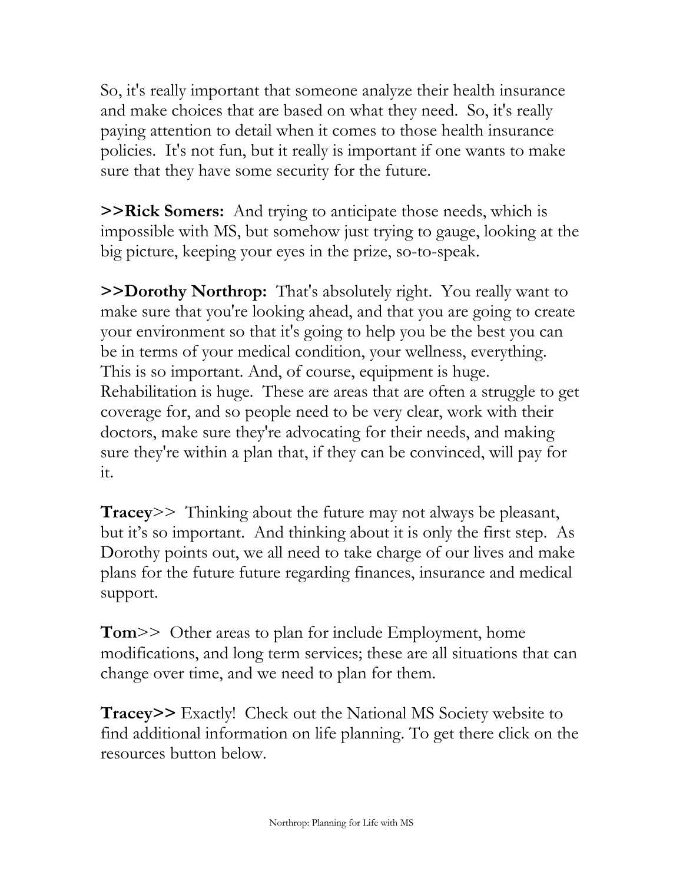So, it's really important that someone analyze their health insurance and make choices that are based on what they need. So, it's really paying attention to detail when it comes to those health insurance policies. It's not fun, but it really is important if one wants to make sure that they have some security for the future.

**>>Rick Somers:** And trying to anticipate those needs, which is impossible with MS, but somehow just trying to gauge, looking at the big picture, keeping your eyes in the prize, so-to-speak.

**>>Dorothy Northrop:** That's absolutely right. You really want to make sure that you're looking ahead, and that you are going to create your environment so that it's going to help you be the best you can be in terms of your medical condition, your wellness, everything. This is so important. And, of course, equipment is huge. Rehabilitation is huge. These are areas that are often a struggle to get coverage for, and so people need to be very clear, work with their doctors, make sure they're advocating for their needs, and making sure they're within a plan that, if they can be convinced, will pay for it.

**Tracey**>> Thinking about the future may not always be pleasant, but it's so important. And thinking about it is only the first step. As Dorothy points out, we all need to take charge of our lives and make plans for the future future regarding finances, insurance and medical support.

**Tom**>> Other areas to plan for include Employment, home modifications, and long term services; these are all situations that can change over time, and we need to plan for them.

**Tracey>>** Exactly! Check out the National MS Society website to find additional information on life planning. To get there click on the resources button below.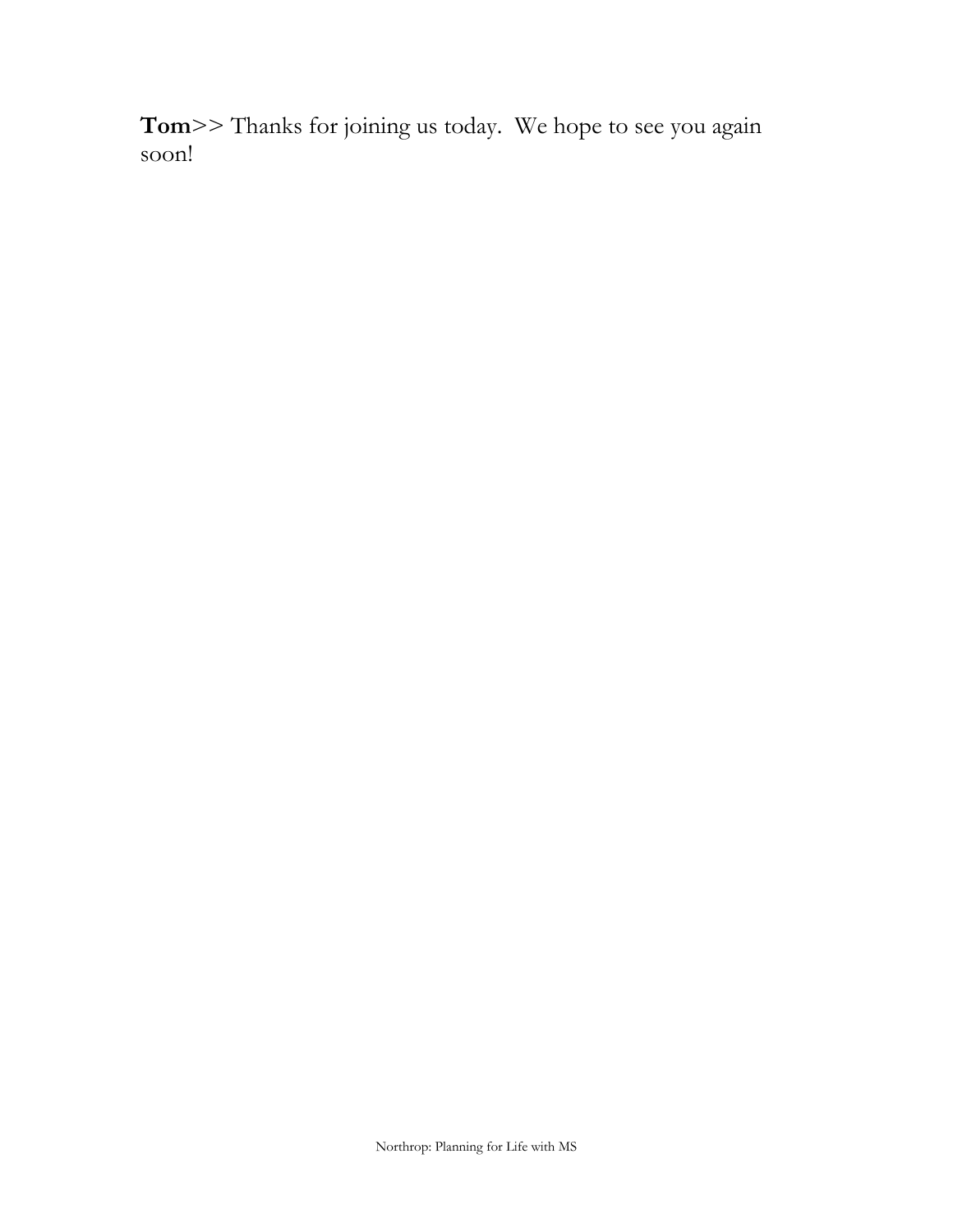**Tom**>> Thanks for joining us today. We hope to see you again soon!